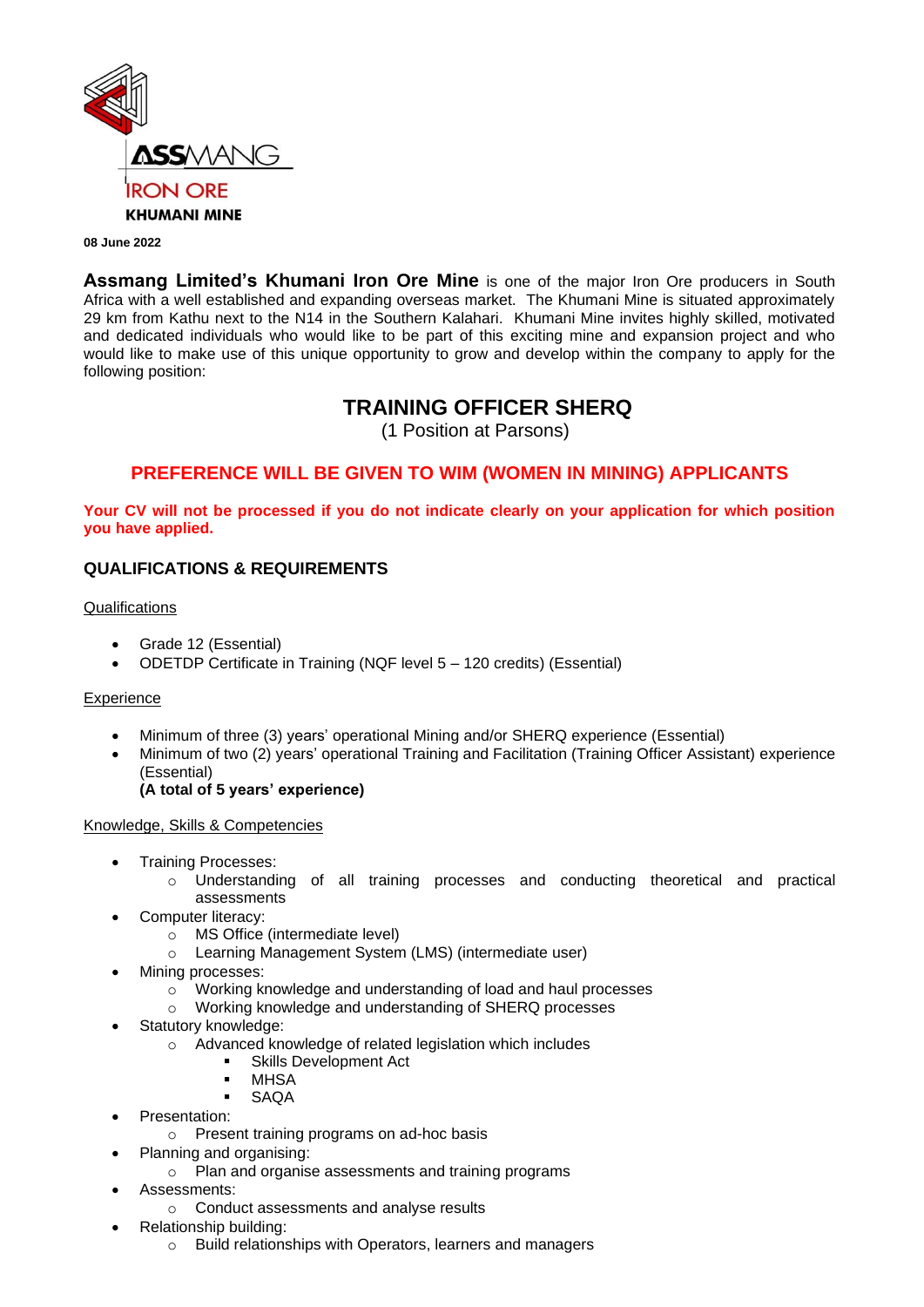ASSMANG
IRON ORE
**KHUMANI MINE**

**08 June 2022**

**Assmang Limited's Khumani Iron Ore Mine** is one of the major Iron Ore producers in South Africa with a well established and expanding overseas market. The Khumani Mine is situated approximately 29 km from Kathu next to the N14 in the Southern Kalahari. Khumani Mine invites highly skilled, motivated and dedicated individuals who would like to be part of this exciting mine and expansion project and who would like to make use of this unique opportunity to grow and develop within the company to apply for the following position:

# TRAINING OFFICER SHERQ

(1 Position at Parsons)

**PREFERENCE WILL BE GIVEN TO WIM (WOMEN IN MINING) APPLICANTS**

**Your CV will not be processed if you do not indicate clearly on your application for which position you have applied.**

## QUALIFICATIONS & REQUIREMENTS

Qualifications

- Grade 12 (Essential)
- ODETDP Certificate in Training (NQF level 5 – 120 credits) (Essential)

Experience

- Minimum of three (3) years' operational Mining and/or SHERQ experience (Essential)
- Minimum of two (2) years' operational Training and Facilitation (Training Officer Assistant) experience (Essential)
  **(A total of 5 years' experience)**

Knowledge, Skills & Competencies

- Training Processes:
  - Understanding of all training processes and conducting theoretical and practical assessments
- Computer literacy:
  - MS Office (intermediate level)
  - Learning Management System (LMS) (intermediate user)
- Mining processes:
  - Working knowledge and understanding of load and haul processes
  - Working knowledge and understanding of SHERQ processes
- Statutory knowledge:
  - Advanced knowledge of related legislation which includes
    - Skills Development Act
    - MHSA
    - SAQA
- Presentation:
  - Present training programs on ad-hoc basis
- Planning and organising:
  - Plan and organise assessments and training programs
- Assessments:
  - Conduct assessments and analyse results
- Relationship building:
  - Build relationships with Operators, learners and managers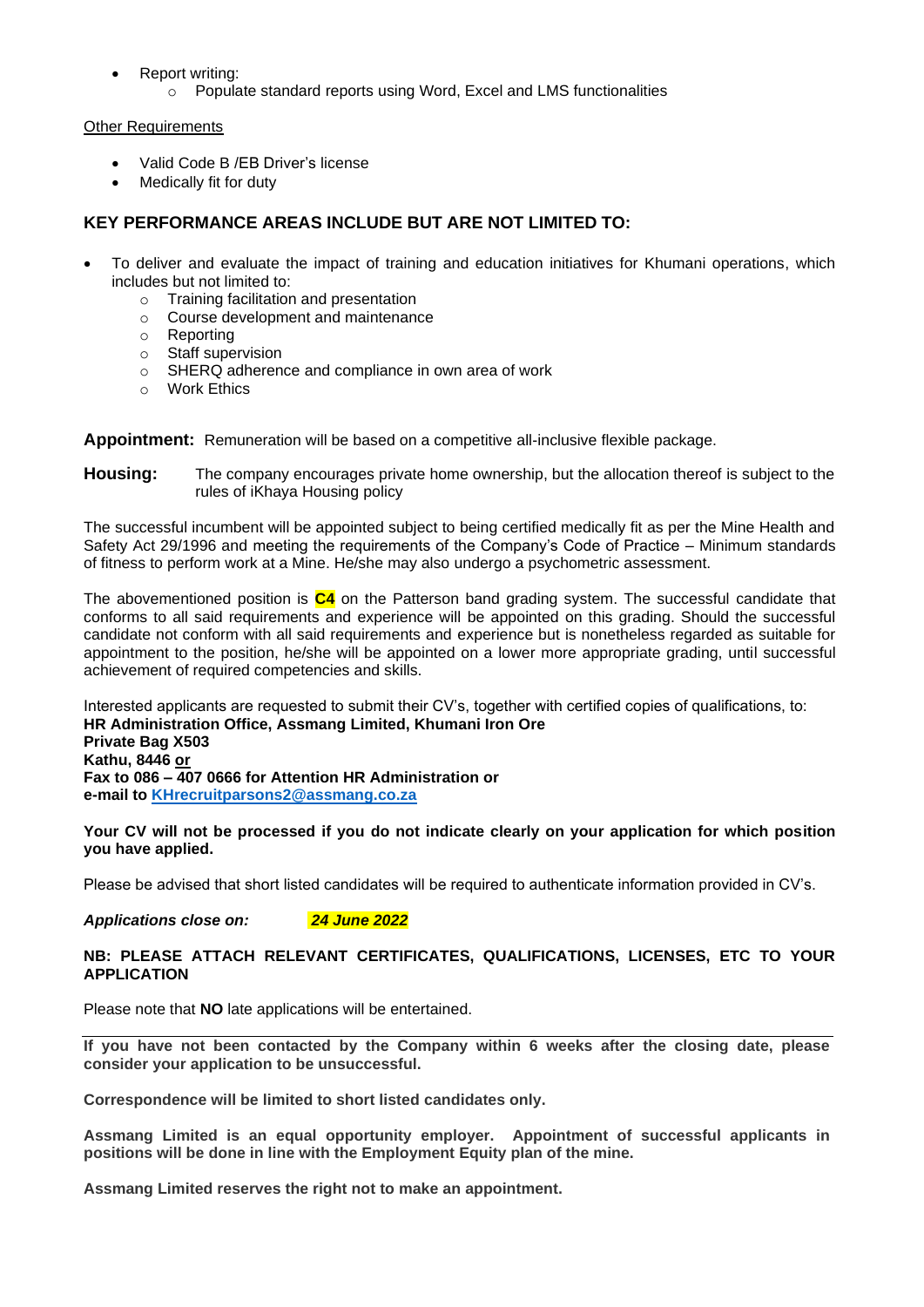- Report writing:
    - Populate standard reports using Word, Excel and LMS functionalities

Other Requirements

- Valid Code B /EB Driver's license
- Medically fit for duty

## KEY PERFORMANCE AREAS INCLUDE BUT ARE NOT LIMITED TO:

- To deliver and evaluate the impact of training and education initiatives for Khumani operations, which includes but not limited to:
    - Training facilitation and presentation
    - Course development and maintenance
    - Reporting
    - Staff supervision
    - SHERQ adherence and compliance in own area of work
    - Work Ethics

**Appointment:** Remuneration will be based on a competitive all-inclusive flexible package.

**Housing:** The company encourages private home ownership, but the allocation thereof is subject to the rules of iKhaya Housing policy

The successful incumbent will be appointed subject to being certified medically fit as per the Mine Health and Safety Act 29/1996 and meeting the requirements of the Company's Code of Practice – Minimum standards of fitness to perform work at a Mine. He/she may also undergo a psychometric assessment.

The abovementioned position is **C4** on the Patterson band grading system. The successful candidate that conforms to all said requirements and experience will be appointed on this grading. Should the successful candidate not conform with all said requirements and experience but is nonetheless regarded as suitable for appointment to the position, he/she will be appointed on a lower more appropriate grading, until successful achievement of required competencies and skills.

Interested applicants are requested to submit their CV's, together with certified copies of qualifications, to:
**HR Administration Office, Assmang Limited, Khumani Iron Ore**
**Private Bag X503**
**Kathu, 8446 or**
**Fax to 086 – 407 0666 for Attention HR Administration or**
**e-mail to KHrecruitparsons2@assmang.co.za**

**Your CV will not be processed if you do not indicate clearly on your application for which position you have applied.**

Please be advised that short listed candidates will be required to authenticate information provided in CV's.

***Applications close on:*** ***24 June 2022***

**NB: PLEASE ATTACH RELEVANT CERTIFICATES, QUALIFICATIONS, LICENSES, ETC TO YOUR APPLICATION**

Please note that **NO** late applications will be entertained.

---

**If you have not been contacted by the Company within 6 weeks after the closing date, please consider your application to be unsuccessful.**

**Correspondence will be limited to short listed candidates only.**

**Assmang Limited is an equal opportunity employer. Appointment of successful applicants in positions will be done in line with the Employment Equity plan of the mine.**

**Assmang Limited reserves the right not to make an appointment.**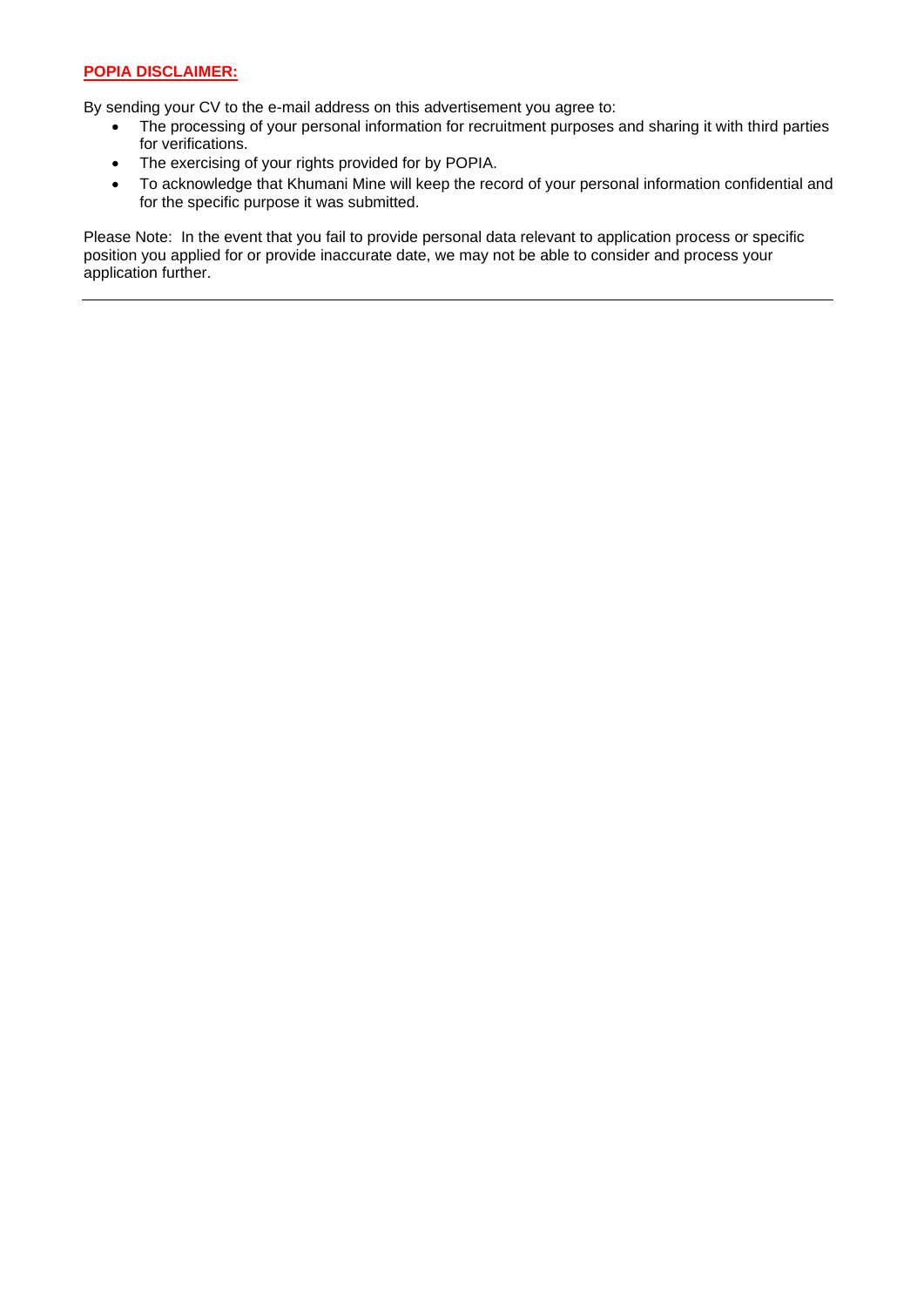**POPIA DISCLAIMER:**

By sending your CV to the e-mail address on this advertisement you agree to:

- The processing of your personal information for recruitment purposes and sharing it with third parties for verifications.
- The exercising of your rights provided for by POPIA.
- To acknowledge that Khumani Mine will keep the record of your personal information confidential and for the specific purpose it was submitted.

Please Note: In the event that you fail to provide personal data relevant to application process or specific position you applied for or provide inaccurate date, we may not be able to consider and process your application further.

---